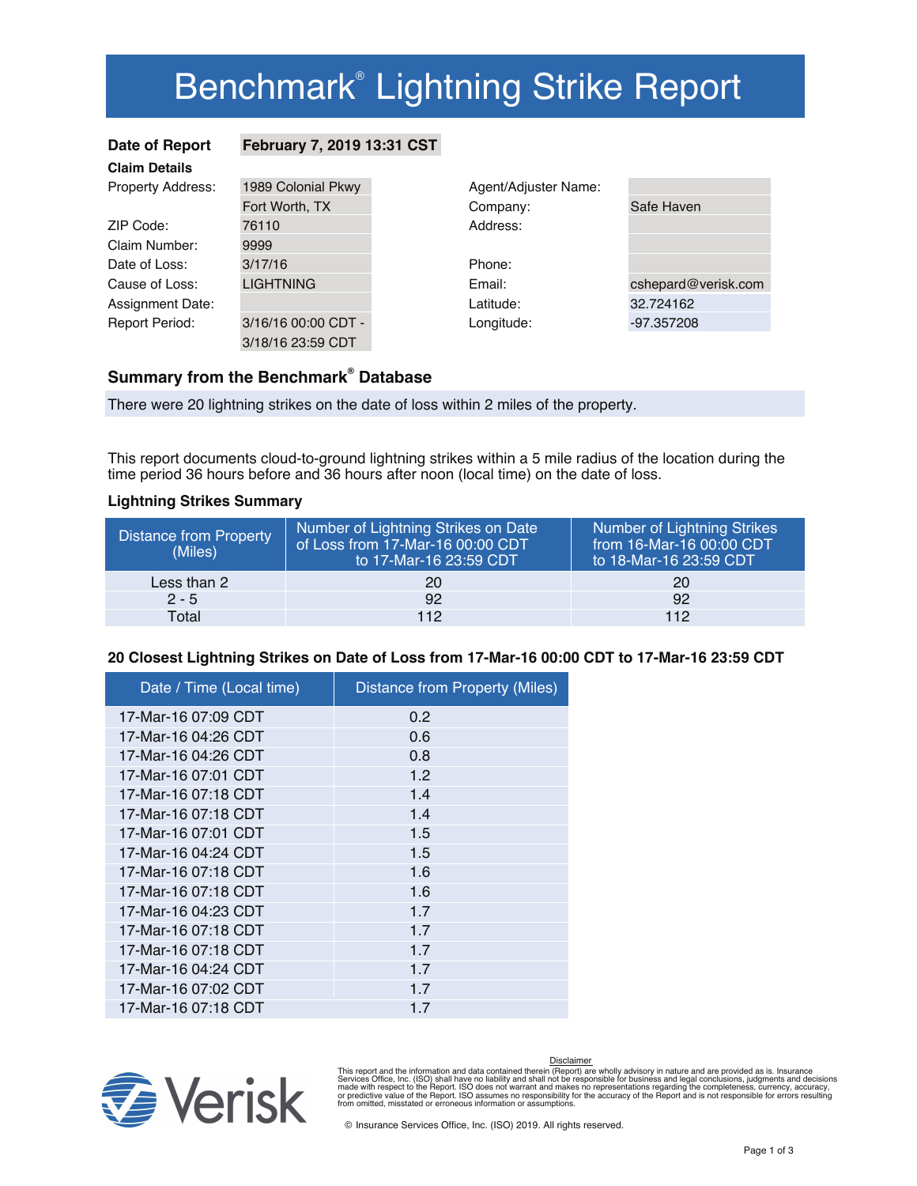# Benchmark® Lightning Strike Report

**Date of Report** **February 7, 2019 13:31 CST**

**Claim Details**

| | | | |
|---|---|---|---|
| Property Address: | 1989 Colonial Pkwy<br>Fort Worth, TX | Agent/Adjuster Name: | |
| | | Company: | Safe Haven |
| ZIP Code: | 76110 | Address: | |
| Claim Number: | 9999 | | |
| Date of Loss: | 3/17/16 | Phone: | |
| Cause of Loss: | LIGHTNING | Email: | cshepard@verisk.com |
| Assignment Date: | | Latitude: | 32.724162 |
| Report Period: | 3/16/16 00:00 CDT - 3/18/16 23:59 CDT | Longitude: | -97.357208 |

### Summary from the Benchmark® Database

There were 20 lightning strikes on the date of loss within 2 miles of the property.

This report documents cloud-to-ground lightning strikes within a 5 mile radius of the location during the time period 36 hours before and 36 hours after noon (local time) on the date of loss.

### Lightning Strikes Summary

| Distance from Property (Miles) | Number of Lightning Strikes on Date of Loss from 17-Mar-16 00:00 CDT to 17-Mar-16 23:59 CDT | Number of Lightning Strikes from 16-Mar-16 00:00 CDT to 18-Mar-16 23:59 CDT |
|---|---|---|
| Less than 2 | 20 | 20 |
| 2 - 5 | 92 | 92 |
| Total | 112 | 112 |

### 20 Closest Lightning Strikes on Date of Loss from 17-Mar-16 00:00 CDT to 17-Mar-16 23:59 CDT

| Date / Time (Local time) | Distance from Property (Miles) |
|---|---|
| 17-Mar-16 07:09 CDT | 0.2 |
| 17-Mar-16 04:26 CDT | 0.6 |
| 17-Mar-16 04:26 CDT | 0.8 |
| 17-Mar-16 07:01 CDT | 1.2 |
| 17-Mar-16 07:18 CDT | 1.4 |
| 17-Mar-16 07:18 CDT | 1.4 |
| 17-Mar-16 07:01 CDT | 1.5 |
| 17-Mar-16 04:24 CDT | 1.5 |
| 17-Mar-16 07:18 CDT | 1.6 |
| 17-Mar-16 07:18 CDT | 1.6 |
| 17-Mar-16 04:23 CDT | 1.7 |
| 17-Mar-16 07:18 CDT | 1.7 |
| 17-Mar-16 07:18 CDT | 1.7 |
| 17-Mar-16 04:24 CDT | 1.7 |
| 17-Mar-16 07:02 CDT | 1.7 |
| 17-Mar-16 07:18 CDT | 1.7 |

Verisk

Disclaimer

This report and the information and data contained therein (Report) are wholly advisory in nature and are provided as is. Insurance Services Office, Inc. (ISO) shall have no liability and shall not be responsible for business and legal conclusions, judgments and decisions made with respect to the Report. ISO does not warrant and makes no representations regarding the completeness, currency, accuracy, or predictive value of the Report. ISO assumes no responsibility for the accuracy of the Report and is not responsible for errors resulting from omitted, misstated or erroneous information or assumptions.

© Insurance Services Office, Inc. (ISO) 2019. All rights reserved.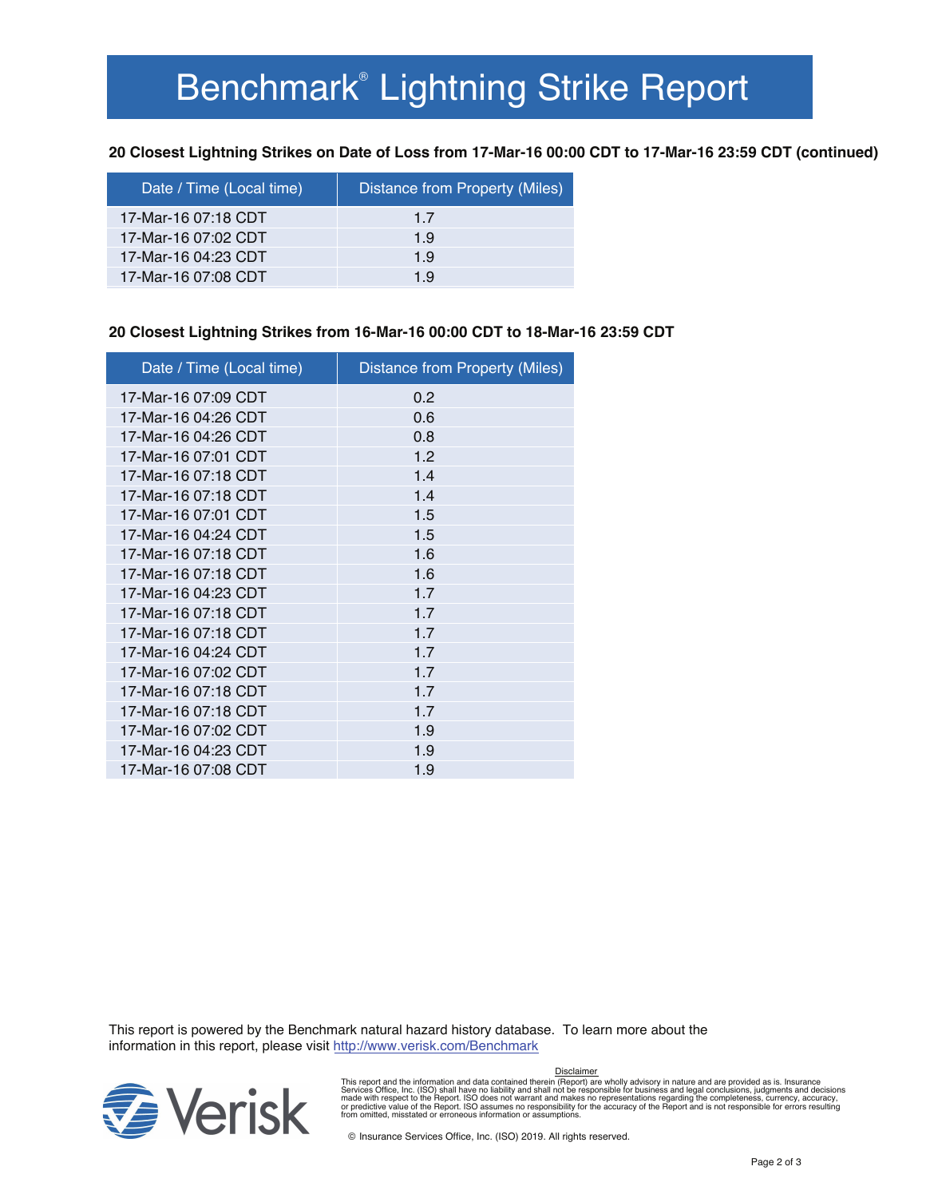# Benchmark® Lightning Strike Report

**20 Closest Lightning Strikes on Date of Loss from 17-Mar-16 00:00 CDT to 17-Mar-16 23:59 CDT (continued)**

| Date / Time (Local time) | Distance from Property (Miles) |
| --- | --- |
| 17-Mar-16 07:18 CDT | 1.7 |
| 17-Mar-16 07:02 CDT | 1.9 |
| 17-Mar-16 04:23 CDT | 1.9 |
| 17-Mar-16 07:08 CDT | 1.9 |

**20 Closest Lightning Strikes from 16-Mar-16 00:00 CDT to 18-Mar-16 23:59 CDT**

| Date / Time (Local time) | Distance from Property (Miles) |
| --- | --- |
| 17-Mar-16 07:09 CDT | 0.2 |
| 17-Mar-16 04:26 CDT | 0.6 |
| 17-Mar-16 04:26 CDT | 0.8 |
| 17-Mar-16 07:01 CDT | 1.2 |
| 17-Mar-16 07:18 CDT | 1.4 |
| 17-Mar-16 07:18 CDT | 1.4 |
| 17-Mar-16 07:01 CDT | 1.5 |
| 17-Mar-16 04:24 CDT | 1.5 |
| 17-Mar-16 07:18 CDT | 1.6 |
| 17-Mar-16 07:18 CDT | 1.6 |
| 17-Mar-16 04:23 CDT | 1.7 |
| 17-Mar-16 07:18 CDT | 1.7 |
| 17-Mar-16 07:18 CDT | 1.7 |
| 17-Mar-16 04:24 CDT | 1.7 |
| 17-Mar-16 07:02 CDT | 1.7 |
| 17-Mar-16 07:18 CDT | 1.7 |
| 17-Mar-16 07:18 CDT | 1.7 |
| 17-Mar-16 07:02 CDT | 1.9 |
| 17-Mar-16 04:23 CDT | 1.9 |
| 17-Mar-16 07:08 CDT | 1.9 |

This report is powered by the Benchmark natural hazard history database. To learn more about the information in this report, please visit http://www.verisk.com/Benchmark

Verisk

Disclaimer

This report and the information and data contained therein (Report) are wholly advisory in nature and are provided as is. Insurance Services Office, Inc. (ISO) shall have no liability and shall not be responsible for business and legal conclusions, judgments and decisions made with respect to the Report. ISO does not warrant and makes no representations regarding the completeness, currency, accuracy, or predictive value of the Report. ISO assumes no responsibility for the accuracy of the Report and is not responsible for errors resulting from omitted, misstated or erroneous information or assumptions.

© Insurance Services Office, Inc. (ISO) 2019. All rights reserved.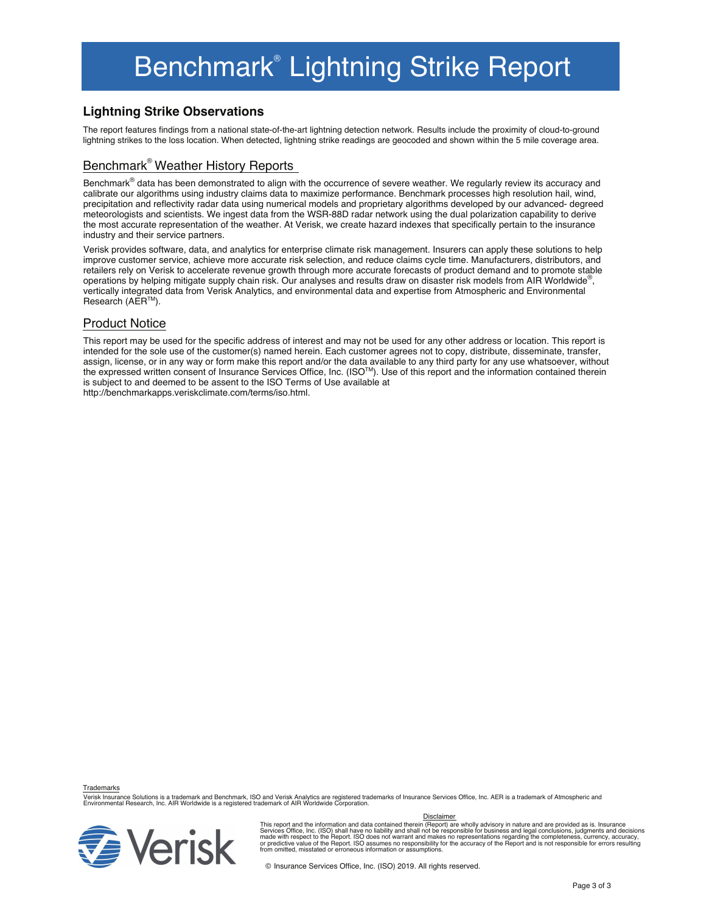# Benchmark® Lightning Strike Report

## Lightning Strike Observations

The report features findings from a national state-of-the-art lightning detection network. Results include the proximity of cloud-to-ground lightning strikes to the loss location. When detected, lightning strike readings are geocoded and shown within the 5 mile coverage area.

## Benchmark® Weather History Reports

Benchmark® data has been demonstrated to align with the occurrence of severe weather. We regularly review its accuracy and calibrate our algorithms using industry claims data to maximize performance. Benchmark processes high resolution hail, wind, precipitation and reflectivity radar data using numerical models and proprietary algorithms developed by our advanced- degreed meteorologists and scientists. We ingest data from the WSR-88D radar network using the dual polarization capability to derive the most accurate representation of the weather. At Verisk, we create hazard indexes that specifically pertain to the insurance industry and their service partners.

Verisk provides software, data, and analytics for enterprise climate risk management. Insurers can apply these solutions to help improve customer service, achieve more accurate risk selection, and reduce claims cycle time. Manufacturers, distributors, and retailers rely on Verisk to accelerate revenue growth through more accurate forecasts of product demand and to promote stable operations by helping mitigate supply chain risk. Our analyses and results draw on disaster risk models from AIR Worldwide®, vertically integrated data from Verisk Analytics, and environmental data and expertise from Atmospheric and Environmental Research (AER™).

## Product Notice

This report may be used for the specific address of interest and may not be used for any other address or location. This report is intended for the sole use of the customer(s) named herein. Each customer agrees not to copy, distribute, disseminate, transfer, assign, license, or in any way or form make this report and/or the data available to any third party for any use whatsoever, without the expressed written consent of Insurance Services Office, Inc. (ISO™). Use of this report and the information contained therein is subject to and deemed to be assent to the ISO Terms of Use available at http://benchmarkapps.veriskclimate.com/terms/iso.html.

Trademarks

Verisk Insurance Solutions is a trademark and Benchmark, ISO and Verisk Analytics are registered trademarks of Insurance Services Office, Inc. AER is a trademark of Atmospheric and Environmental Research, Inc. AIR Worldwide is a registered trademark of AIR Worldwide Corporation.

Disclaimer

This report and the information and data contained therein (Report) are wholly advisory in nature and are provided as is. Insurance Services Office, Inc. (ISO) shall have no liability and shall not be responsible for business and legal conclusions, judgments and decisions made with respect to the Report. ISO does not warrant and makes no representations regarding the completeness, currency, accuracy, or predictive value of the Report. ISO assumes no responsibility for the accuracy of the Report and is not responsible for errors resulting from omitted, misstated or erroneous information or assumptions.

© Insurance Services Office, Inc. (ISO) 2019. All rights reserved.